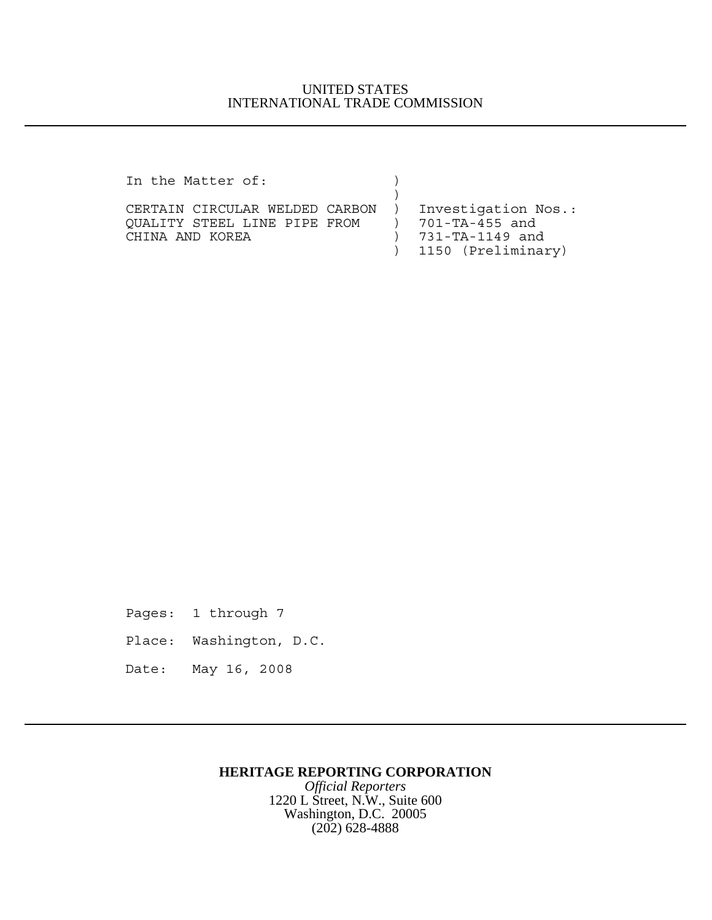UNITED STATES
INTERNATIONAL TRADE COMMISSION

---

```
In the Matter of:              )
                               )
CERTAIN CIRCULAR WELDED CARBON )  Investigation Nos.:
QUALITY STEEL LINE PIPE FROM   )  701-TA-455 and
CHINA AND KOREA                )  731-TA-1149 and
                               )  1150 (Preliminary)
```

Pages: 1 through 7

Place: Washington, D.C.

Date: May 16, 2008

---

**HERITAGE REPORTING CORPORATION**
*Official Reporters*
1220 L Street, N.W., Suite 600
Washington, D.C. 20005
(202) 628-4888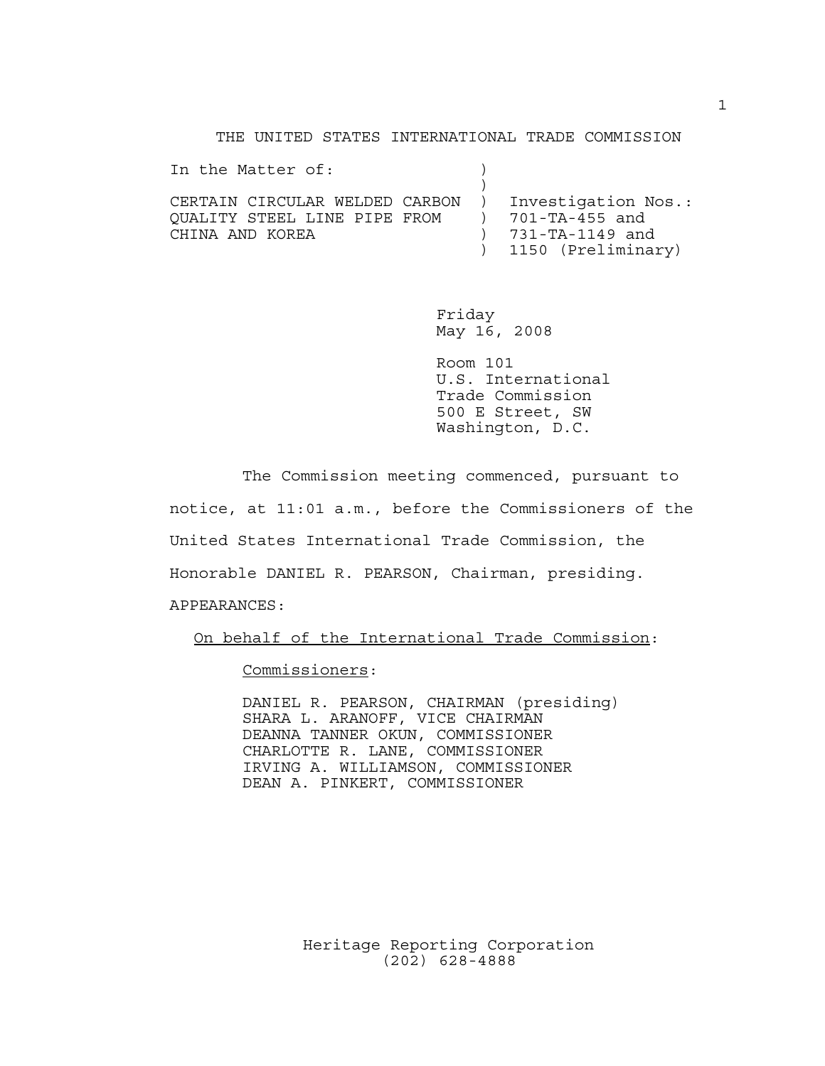THE UNITED STATES INTERNATIONAL TRADE COMMISSION

| In the Matter of: | ) | |
|---|---|---|
| | ) | |
| CERTAIN CIRCULAR WELDED CARBON | ) | Investigation Nos.: |
| QUALITY STEEL LINE PIPE FROM | ) | 701-TA-455 and |
| CHINA AND KOREA | ) | 731-TA-1149 and |
| | ) | 1150 (Preliminary) |

Friday
May 16, 2008

Room 101
U.S. International
Trade Commission
500 E Street, SW
Washington, D.C.

The Commission meeting commenced, pursuant to notice, at 11:01 a.m., before the Commissioners of the United States International Trade Commission, the Honorable DANIEL R. PEARSON, Chairman, presiding.

APPEARANCES:

On behalf of the International Trade Commission:

Commissioners:

DANIEL R. PEARSON, CHAIRMAN (presiding)
SHARA L. ARANOFF, VICE CHAIRMAN
DEANNA TANNER OKUN, COMMISSIONER
CHARLOTTE R. LANE, COMMISSIONER
IRVING A. WILLIAMSON, COMMISSIONER
DEAN A. PINKERT, COMMISSIONER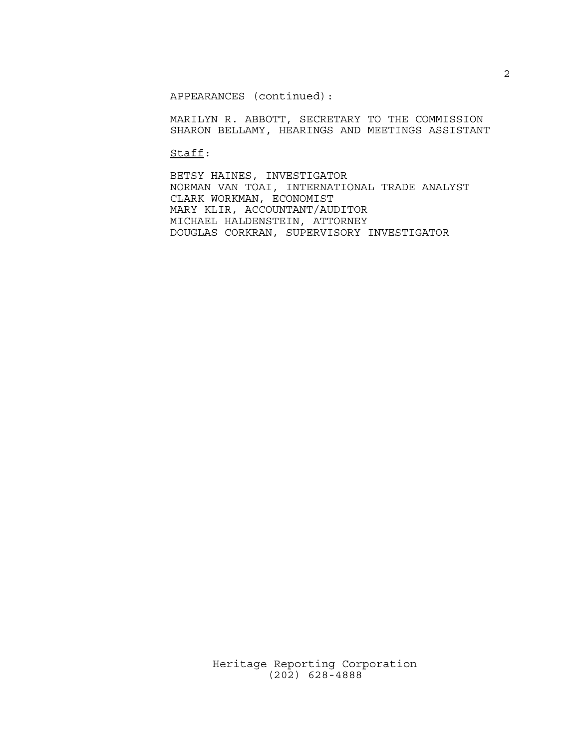APPEARANCES (continued):

MARILYN R. ABBOTT, SECRETARY TO THE COMMISSION
SHARON BELLAMY, HEARINGS AND MEETINGS ASSISTANT

Staff:

BETSY HAINES, INVESTIGATOR
NORMAN VAN TOAI, INTERNATIONAL TRADE ANALYST
CLARK WORKMAN, ECONOMIST
MARY KLIR, ACCOUNTANT/AUDITOR
MICHAEL HALDENSTEIN, ATTORNEY
DOUGLAS CORKRAN, SUPERVISORY INVESTIGATOR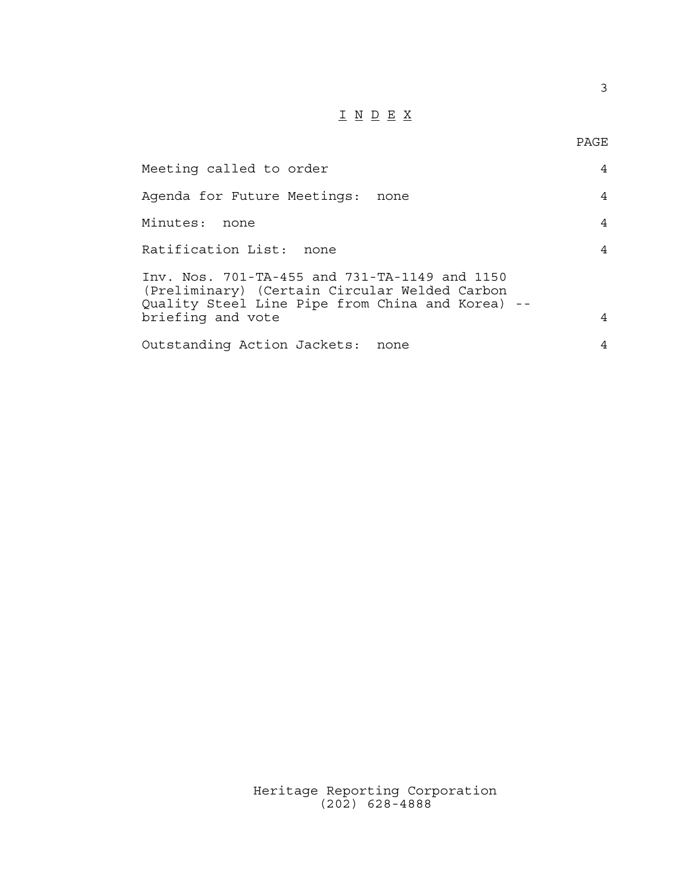# I N D E X

| | PAGE |
|---|---|
| Meeting called to order | 4 |
| Agenda for Future Meetings: none | 4 |
| Minutes: none | 4 |
| Ratification List: none | 4 |
| Inv. Nos. 701-TA-455 and 731-TA-1149 and 1150 (Preliminary) (Certain Circular Welded Carbon Quality Steel Line Pipe from China and Korea) -- briefing and vote | 4 |
| Outstanding Action Jackets: none | 4 |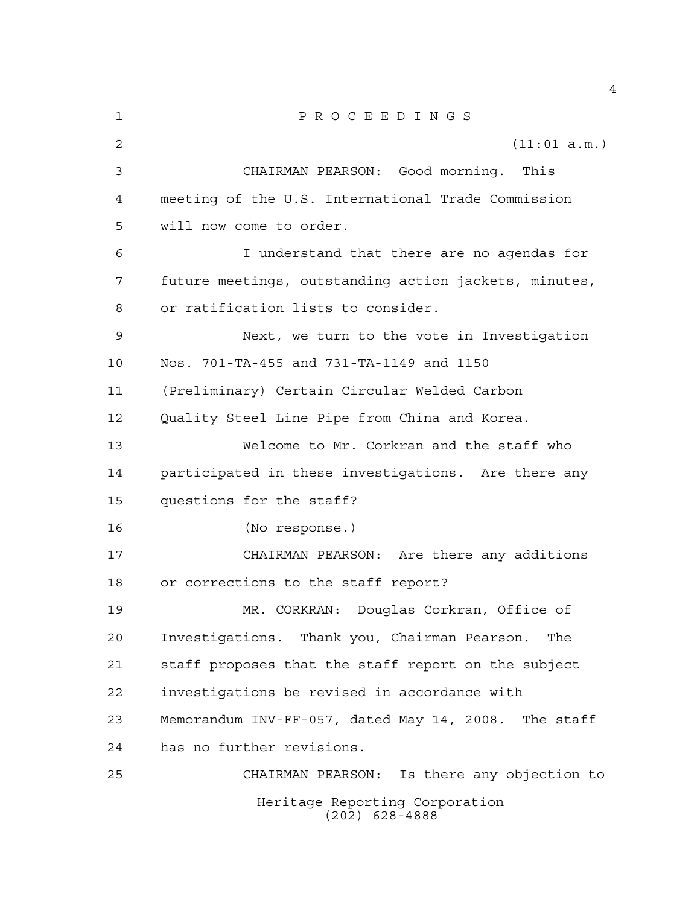P R O C E E D I N G S

(11:01 a.m.)

CHAIRMAN PEARSON: Good morning. This meeting of the U.S. International Trade Commission will now come to order.

I understand that there are no agendas for future meetings, outstanding action jackets, minutes, or ratification lists to consider.

Next, we turn to the vote in Investigation Nos. 701-TA-455 and 731-TA-1149 and 1150 (Preliminary) Certain Circular Welded Carbon Quality Steel Line Pipe from China and Korea.

Welcome to Mr. Corkran and the staff who participated in these investigations. Are there any questions for the staff?

(No response.)

CHAIRMAN PEARSON: Are there any additions or corrections to the staff report?

MR. CORKRAN: Douglas Corkran, Office of Investigations. Thank you, Chairman Pearson. The staff proposes that the staff report on the subject investigations be revised in accordance with Memorandum INV-FF-057, dated May 14, 2008. The staff has no further revisions.

CHAIRMAN PEARSON: Is there any objection to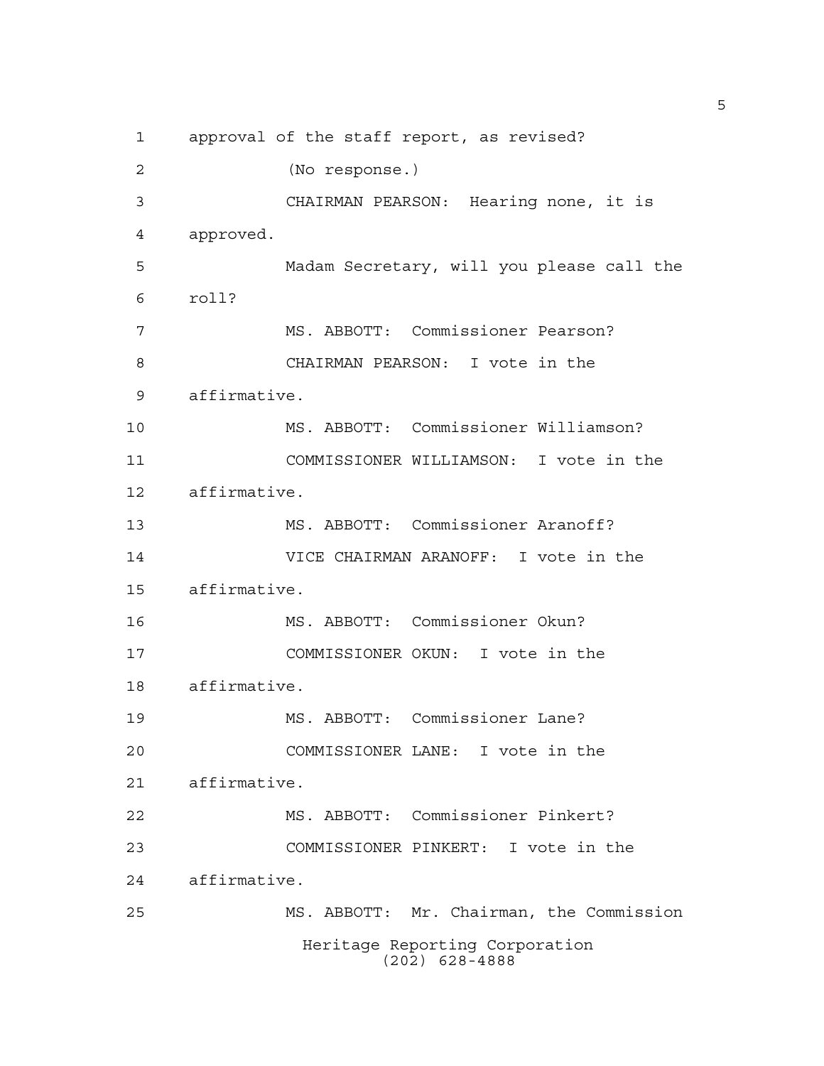approval of the staff report, as revised?

(No response.)

CHAIRMAN PEARSON: Hearing none, it is approved.

Madam Secretary, will you please call the roll?

MS. ABBOTT: Commissioner Pearson?

CHAIRMAN PEARSON: I vote in the affirmative.

MS. ABBOTT: Commissioner Williamson?

COMMISSIONER WILLIAMSON: I vote in the affirmative.

MS. ABBOTT: Commissioner Aranoff?

VICE CHAIRMAN ARANOFF: I vote in the affirmative.

MS. ABBOTT: Commissioner Okun?

COMMISSIONER OKUN: I vote in the affirmative.

MS. ABBOTT: Commissioner Lane?

COMMISSIONER LANE: I vote in the affirmative.

MS. ABBOTT: Commissioner Pinkert?

COMMISSIONER PINKERT: I vote in the affirmative.

MS. ABBOTT: Mr. Chairman, the Commission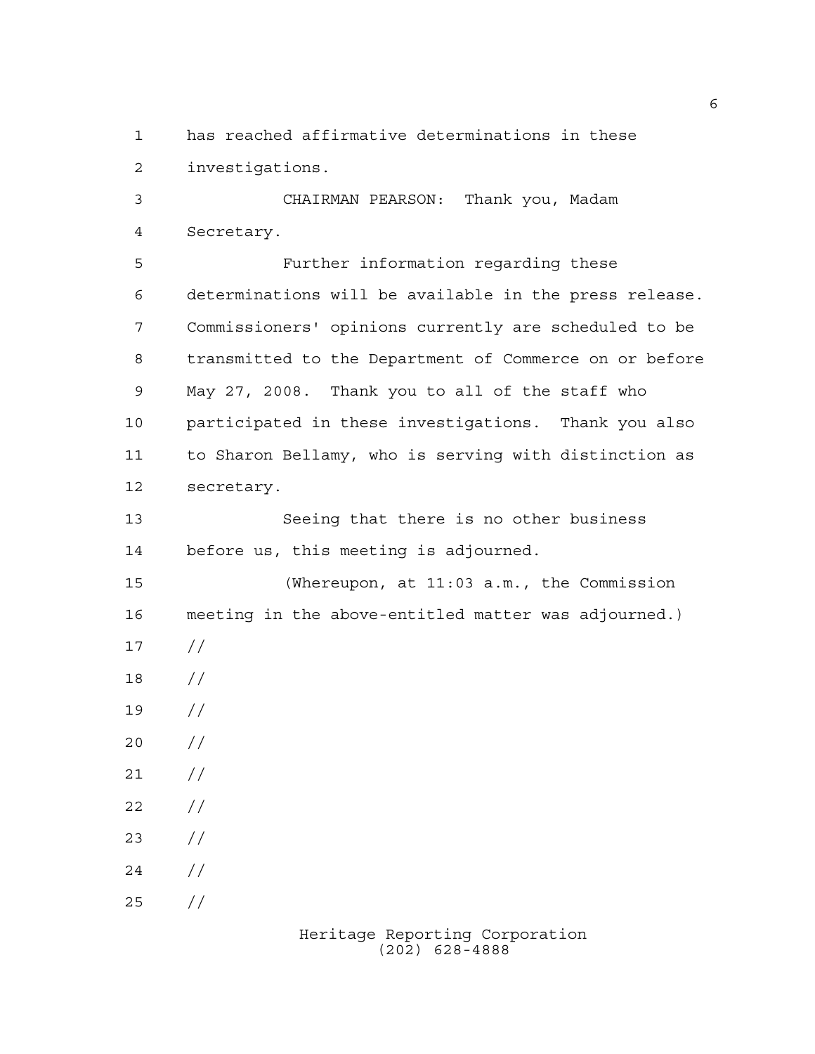has reached affirmative determinations in these investigations.

CHAIRMAN PEARSON: Thank you, Madam Secretary.

Further information regarding these determinations will be available in the press release. Commissioners' opinions currently are scheduled to be transmitted to the Department of Commerce on or before May 27, 2008. Thank you to all of the staff who participated in these investigations. Thank you also to Sharon Bellamy, who is serving with distinction as secretary.

Seeing that there is no other business before us, this meeting is adjourned.

(Whereupon, at 11:03 a.m., the Commission meeting in the above-entitled matter was adjourned.)

//

//

//

//

//

//

//

//

//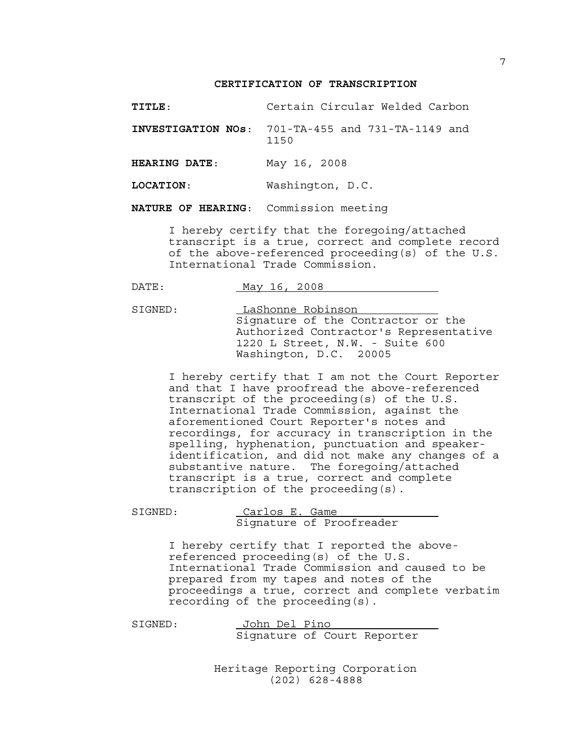# CERTIFICATION OF TRANSCRIPTION

**TITLE**: Certain Circular Welded Carbon

**INVESTIGATION NOs**: 701-TA-455 and 731-TA-1149 and 1150

**HEARING DATE**: May 16, 2008

**LOCATION**: Washington, D.C.

**NATURE OF HEARING**: Commission meeting

I hereby certify that the foregoing/attached transcript is a true, correct and complete record of the above-referenced proceeding(s) of the U.S. International Trade Commission.

DATE: May 16, 2008

SIGNED: LaShonne Robinson
Signature of the Contractor or the Authorized Contractor's Representative
1220 L Street, N.W. - Suite 600
Washington, D.C. 20005

I hereby certify that I am not the Court Reporter and that I have proofread the above-referenced transcript of the proceeding(s) of the U.S. International Trade Commission, against the aforementioned Court Reporter's notes and recordings, for accuracy in transcription in the spelling, hyphenation, punctuation and speaker-identification, and did not make any changes of a substantive nature. The foregoing/attached transcript is a true, correct and complete transcription of the proceeding(s).

SIGNED: Carlos E. Game
Signature of Proofreader

I hereby certify that I reported the above-referenced proceeding(s) of the U.S. International Trade Commission and caused to be prepared from my tapes and notes of the proceedings a true, correct and complete verbatim recording of the proceeding(s).

SIGNED: John Del Pino
Signature of Court Reporter

Heritage Reporting Corporation
(202) 628-4888